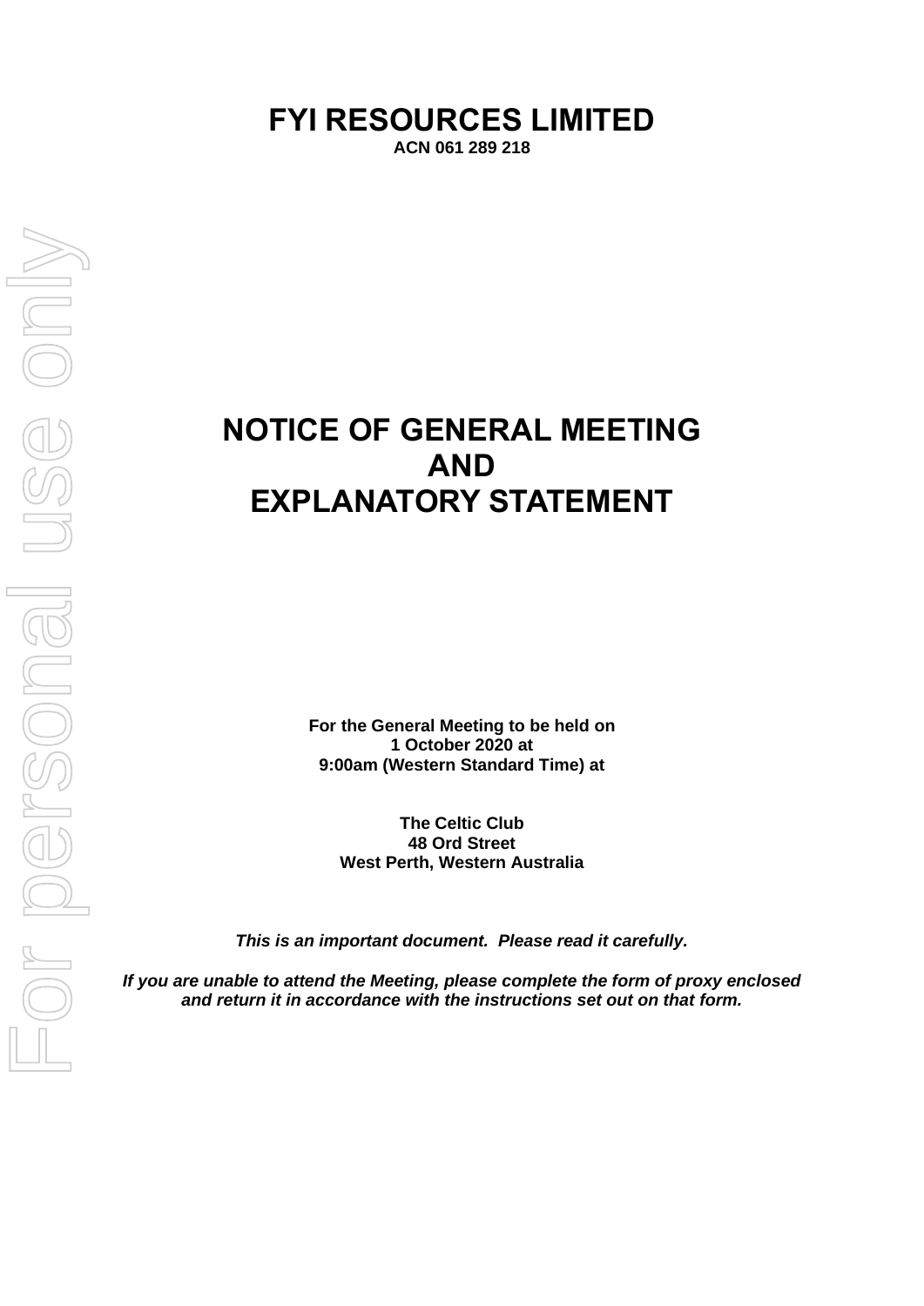# FYI RESOURCES LIMITED

**ACN 061 289 218**

# NOTICE OF GENERAL MEETING
# AND
# EXPLANATORY STATEMENT

**For the General Meeting to be held on**
**1 October 2020 at**
**9:00am (Western Standard Time) at**

**The Celtic Club**
**48 Ord Street**
**West Perth, Western Australia**

***This is an important document. Please read it carefully.***

***If you are unable to attend the Meeting, please complete the form of proxy enclosed and return it in accordance with the instructions set out on that form.***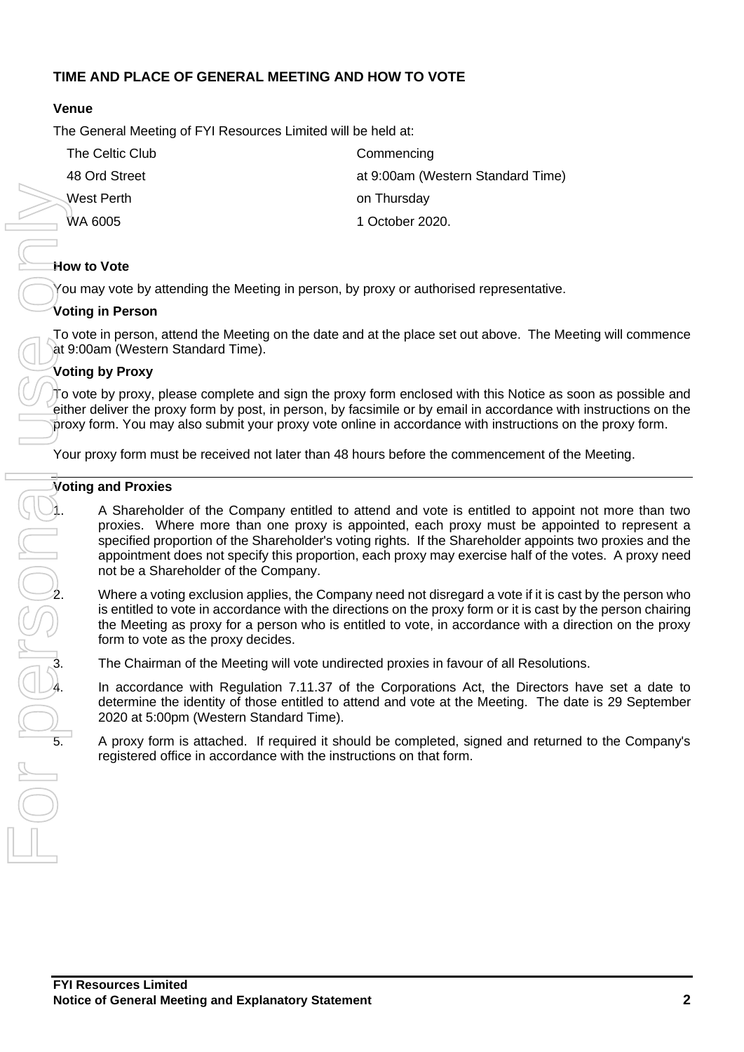## TIME AND PLACE OF GENERAL MEETING AND HOW TO VOTE

### Venue

The General Meeting of FYI Resources Limited will be held at:

The Celtic Club
48 Ord Street
West Perth
WA 6005

Commencing
at 9:00am (Western Standard Time)
on Thursday
1 October 2020.

### How to Vote

You may vote by attending the Meeting in person, by proxy or authorised representative.

### Voting in Person

To vote in person, attend the Meeting on the date and at the place set out above. The Meeting will commence at 9:00am (Western Standard Time).

### Voting by Proxy

To vote by proxy, please complete and sign the proxy form enclosed with this Notice as soon as possible and either deliver the proxy form by post, in person, by facsimile or by email in accordance with instructions on the proxy form. You may also submit your proxy vote online in accordance with instructions on the proxy form.

Your proxy form must be received not later than 48 hours before the commencement of the Meeting.

---

### Voting and Proxies

1. A Shareholder of the Company entitled to attend and vote is entitled to appoint not more than two proxies. Where more than one proxy is appointed, each proxy must be appointed to represent a specified proportion of the Shareholder's voting rights. If the Shareholder appoints two proxies and the appointment does not specify this proportion, each proxy may exercise half of the votes. A proxy need not be a Shareholder of the Company.

2. Where a voting exclusion applies, the Company need not disregard a vote if it is cast by the person who is entitled to vote in accordance with the directions on the proxy form or it is cast by the person chairing the Meeting as proxy for a person who is entitled to vote, in accordance with a direction on the proxy form to vote as the proxy decides.

3. The Chairman of the Meeting will vote undirected proxies in favour of all Resolutions.

4. In accordance with Regulation 7.11.37 of the Corporations Act, the Directors have set a date to determine the identity of those entitled to attend and vote at the Meeting. The date is 29 September 2020 at 5:00pm (Western Standard Time).

5. A proxy form is attached. If required it should be completed, signed and returned to the Company's registered office in accordance with the instructions on that form.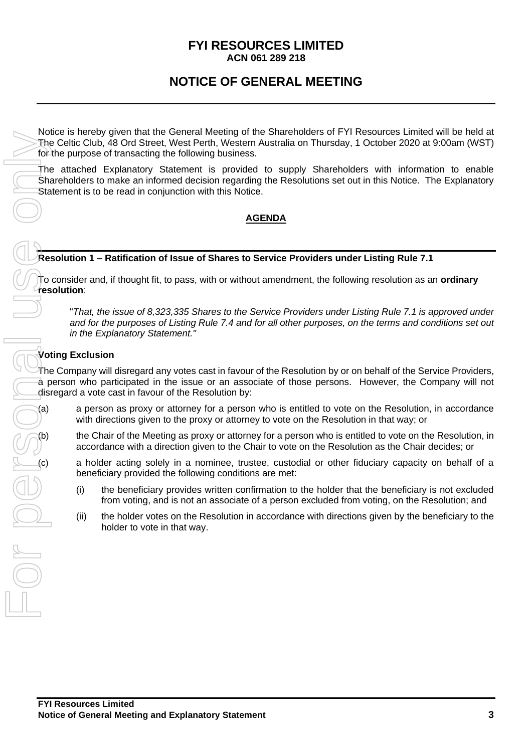# FYI RESOURCES LIMITED

**ACN 061 289 218**

# NOTICE OF GENERAL MEETING

Notice is hereby given that the General Meeting of the Shareholders of FYI Resources Limited will be held at The Celtic Club, 48 Ord Street, West Perth, Western Australia on Thursday, 1 October 2020 at 9:00am (WST) for the purpose of transacting the following business.

The attached Explanatory Statement is provided to supply Shareholders with information to enable Shareholders to make an informed decision regarding the Resolutions set out in this Notice. The Explanatory Statement is to be read in conjunction with this Notice.

## AGENDA

### Resolution 1 – Ratification of Issue of Shares to Service Providers under Listing Rule 7.1

To consider and, if thought fit, to pass, with or without amendment, the following resolution as an **ordinary resolution**:

> "*That, the issue of 8,323,335 Shares to the Service Providers under Listing Rule 7.1 is approved under and for the purposes of Listing Rule 7.4 and for all other purposes, on the terms and conditions set out in the Explanatory Statement.*"

**Voting Exclusion**

The Company will disregard any votes cast in favour of the Resolution by or on behalf of the Service Providers, a person who participated in the issue or an associate of those persons. However, the Company will not disregard a vote cast in favour of the Resolution by:

(a) a person as proxy or attorney for a person who is entitled to vote on the Resolution, in accordance with directions given to the proxy or attorney to vote on the Resolution in that way; or

(b) the Chair of the Meeting as proxy or attorney for a person who is entitled to vote on the Resolution, in accordance with a direction given to the Chair to vote on the Resolution as the Chair decides; or

(c) a holder acting solely in a nominee, trustee, custodial or other fiduciary capacity on behalf of a beneficiary provided the following conditions are met:

  (i) the beneficiary provides written confirmation to the holder that the beneficiary is not excluded from voting, and is not an associate of a person excluded from voting, on the Resolution; and

  (ii) the holder votes on the Resolution in accordance with directions given by the beneficiary to the holder to vote in that way.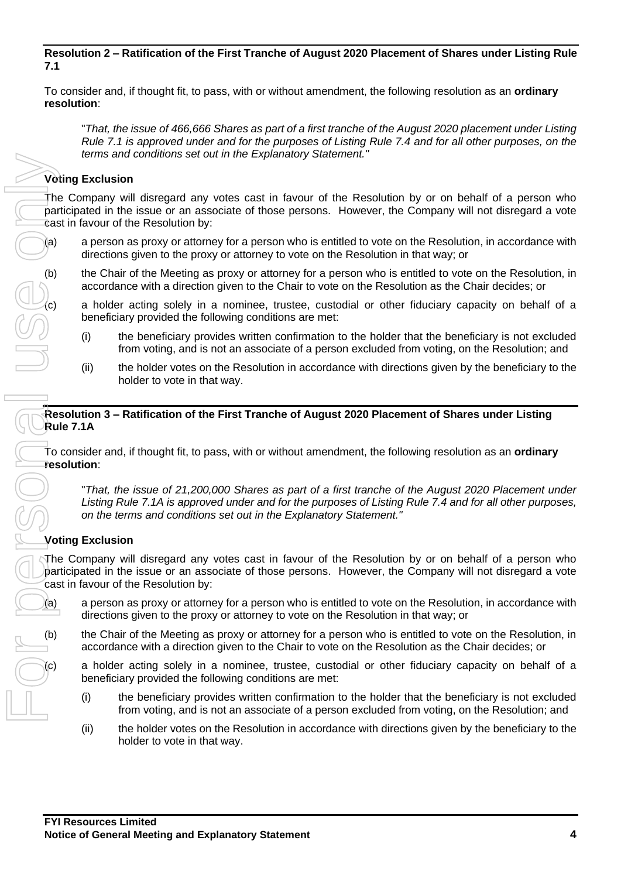**Resolution 2 – Ratification of the First Tranche of August 2020 Placement of Shares under Listing Rule 7.1**

To consider and, if thought fit, to pass, with or without amendment, the following resolution as an **ordinary resolution**:

> "*That, the issue of 466,666 Shares as part of a first tranche of the August 2020 placement under Listing Rule 7.1 is approved under and for the purposes of Listing Rule 7.4 and for all other purposes, on the terms and conditions set out in the Explanatory Statement.*"

**Voting Exclusion**

The Company will disregard any votes cast in favour of the Resolution by or on behalf of a person who participated in the issue or an associate of those persons. However, the Company will not disregard a vote cast in favour of the Resolution by:

(a) a person as proxy or attorney for a person who is entitled to vote on the Resolution, in accordance with directions given to the proxy or attorney to vote on the Resolution in that way; or

(b) the Chair of the Meeting as proxy or attorney for a person who is entitled to vote on the Resolution, in accordance with a direction given to the Chair to vote on the Resolution as the Chair decides; or

(c) a holder acting solely in a nominee, trustee, custodial or other fiduciary capacity on behalf of a beneficiary provided the following conditions are met:

  (i) the beneficiary provides written confirmation to the holder that the beneficiary is not excluded from voting, and is not an associate of a person excluded from voting, on the Resolution; and

  (ii) the holder votes on the Resolution in accordance with directions given by the beneficiary to the holder to vote in that way.

**Resolution 3 – Ratification of the First Tranche of August 2020 Placement of Shares under Listing Rule 7.1A**

To consider and, if thought fit, to pass, with or without amendment, the following resolution as an **ordinary resolution**:

> "*That, the issue of 21,200,000 Shares as part of a first tranche of the August 2020 Placement under Listing Rule 7.1A is approved under and for the purposes of Listing Rule 7.4 and for all other purposes, on the terms and conditions set out in the Explanatory Statement.*"

**Voting Exclusion**

The Company will disregard any votes cast in favour of the Resolution by or on behalf of a person who participated in the issue or an associate of those persons. However, the Company will not disregard a vote cast in favour of the Resolution by:

(a) a person as proxy or attorney for a person who is entitled to vote on the Resolution, in accordance with directions given to the proxy or attorney to vote on the Resolution in that way; or

(b) the Chair of the Meeting as proxy or attorney for a person who is entitled to vote on the Resolution, in accordance with a direction given to the Chair to vote on the Resolution as the Chair decides; or

(c) a holder acting solely in a nominee, trustee, custodial or other fiduciary capacity on behalf of a beneficiary provided the following conditions are met:

  (i) the beneficiary provides written confirmation to the holder that the beneficiary is not excluded from voting, and is not an associate of a person excluded from voting, on the Resolution; and

  (ii) the holder votes on the Resolution in accordance with directions given by the beneficiary to the holder to vote in that way.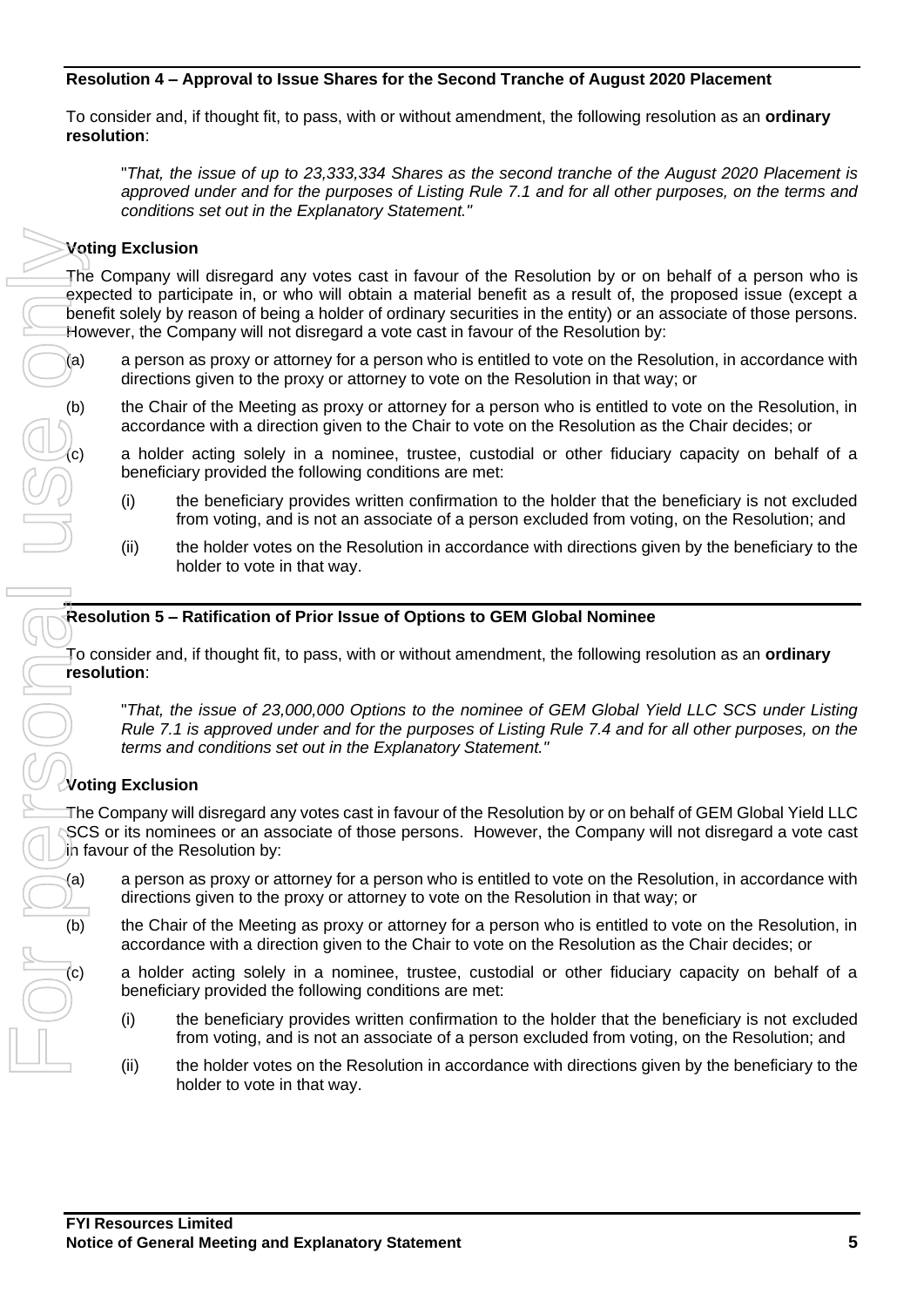## Resolution 4 – Approval to Issue Shares for the Second Tranche of August 2020 Placement

To consider and, if thought fit, to pass, with or without amendment, the following resolution as an **ordinary resolution**:

> "*That, the issue of up to 23,333,334 Shares as the second tranche of the August 2020 Placement is approved under and for the purposes of Listing Rule 7.1 and for all other purposes, on the terms and conditions set out in the Explanatory Statement.*"

### Voting Exclusion

The Company will disregard any votes cast in favour of the Resolution by or on behalf of a person who is expected to participate in, or who will obtain a material benefit as a result of, the proposed issue (except a benefit solely by reason of being a holder of ordinary securities in the entity) or an associate of those persons. However, the Company will not disregard a vote cast in favour of the Resolution by:

(a) a person as proxy or attorney for a person who is entitled to vote on the Resolution, in accordance with directions given to the proxy or attorney to vote on the Resolution in that way; or

(b) the Chair of the Meeting as proxy or attorney for a person who is entitled to vote on the Resolution, in accordance with a direction given to the Chair to vote on the Resolution as the Chair decides; or

(c) a holder acting solely in a nominee, trustee, custodial or other fiduciary capacity on behalf of a beneficiary provided the following conditions are met:

   (i) the beneficiary provides written confirmation to the holder that the beneficiary is not excluded from voting, and is not an associate of a person excluded from voting, on the Resolution; and

   (ii) the holder votes on the Resolution in accordance with directions given by the beneficiary to the holder to vote in that way.

## Resolution 5 – Ratification of Prior Issue of Options to GEM Global Nominee

To consider and, if thought fit, to pass, with or without amendment, the following resolution as an **ordinary resolution**:

> "*That, the issue of 23,000,000 Options to the nominee of GEM Global Yield LLC SCS under Listing Rule 7.1 is approved under and for the purposes of Listing Rule 7.4 and for all other purposes, on the terms and conditions set out in the Explanatory Statement.*"

### Voting Exclusion

The Company will disregard any votes cast in favour of the Resolution by or on behalf of GEM Global Yield LLC SCS or its nominees or an associate of those persons. However, the Company will not disregard a vote cast in favour of the Resolution by:

(a) a person as proxy or attorney for a person who is entitled to vote on the Resolution, in accordance with directions given to the proxy or attorney to vote on the Resolution in that way; or

(b) the Chair of the Meeting as proxy or attorney for a person who is entitled to vote on the Resolution, in accordance with a direction given to the Chair to vote on the Resolution as the Chair decides; or

(c) a holder acting solely in a nominee, trustee, custodial or other fiduciary capacity on behalf of a beneficiary provided the following conditions are met:

   (i) the beneficiary provides written confirmation to the holder that the beneficiary is not excluded from voting, and is not an associate of a person excluded from voting, on the Resolution; and

   (ii) the holder votes on the Resolution in accordance with directions given by the beneficiary to the holder to vote in that way.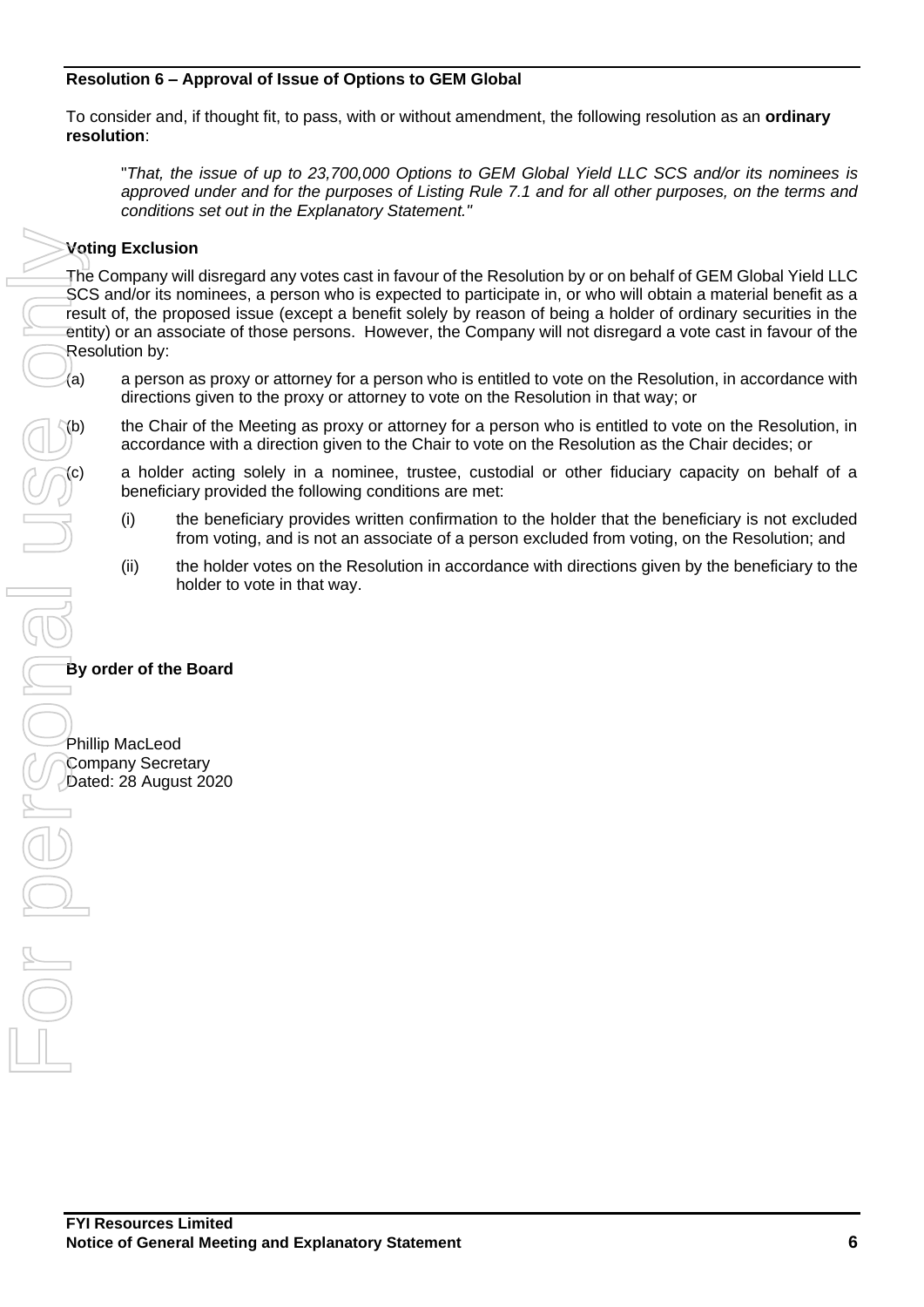### Resolution 6 – Approval of Issue of Options to GEM Global

To consider and, if thought fit, to pass, with or without amendment, the following resolution as an **ordinary resolution**:

> "*That, the issue of up to 23,700,000 Options to GEM Global Yield LLC SCS and/or its nominees is approved under and for the purposes of Listing Rule 7.1 and for all other purposes, on the terms and conditions set out in the Explanatory Statement.*"

**Voting Exclusion**

The Company will disregard any votes cast in favour of the Resolution by or on behalf of GEM Global Yield LLC SCS and/or its nominees, a person who is expected to participate in, or who will obtain a material benefit as a result of, the proposed issue (except a benefit solely by reason of being a holder of ordinary securities in the entity) or an associate of those persons. However, the Company will not disregard a vote cast in favour of the Resolution by:

(a) a person as proxy or attorney for a person who is entitled to vote on the Resolution, in accordance with directions given to the proxy or attorney to vote on the Resolution in that way; or

(b) the Chair of the Meeting as proxy or attorney for a person who is entitled to vote on the Resolution, in accordance with a direction given to the Chair to vote on the Resolution as the Chair decides; or

(c) a holder acting solely in a nominee, trustee, custodial or other fiduciary capacity on behalf of a beneficiary provided the following conditions are met:

  (i) the beneficiary provides written confirmation to the holder that the beneficiary is not excluded from voting, and is not an associate of a person excluded from voting, on the Resolution; and

  (ii) the holder votes on the Resolution in accordance with directions given by the beneficiary to the holder to vote in that way.

**By order of the Board**

Phillip MacLeod
Company Secretary
Dated: 28 August 2020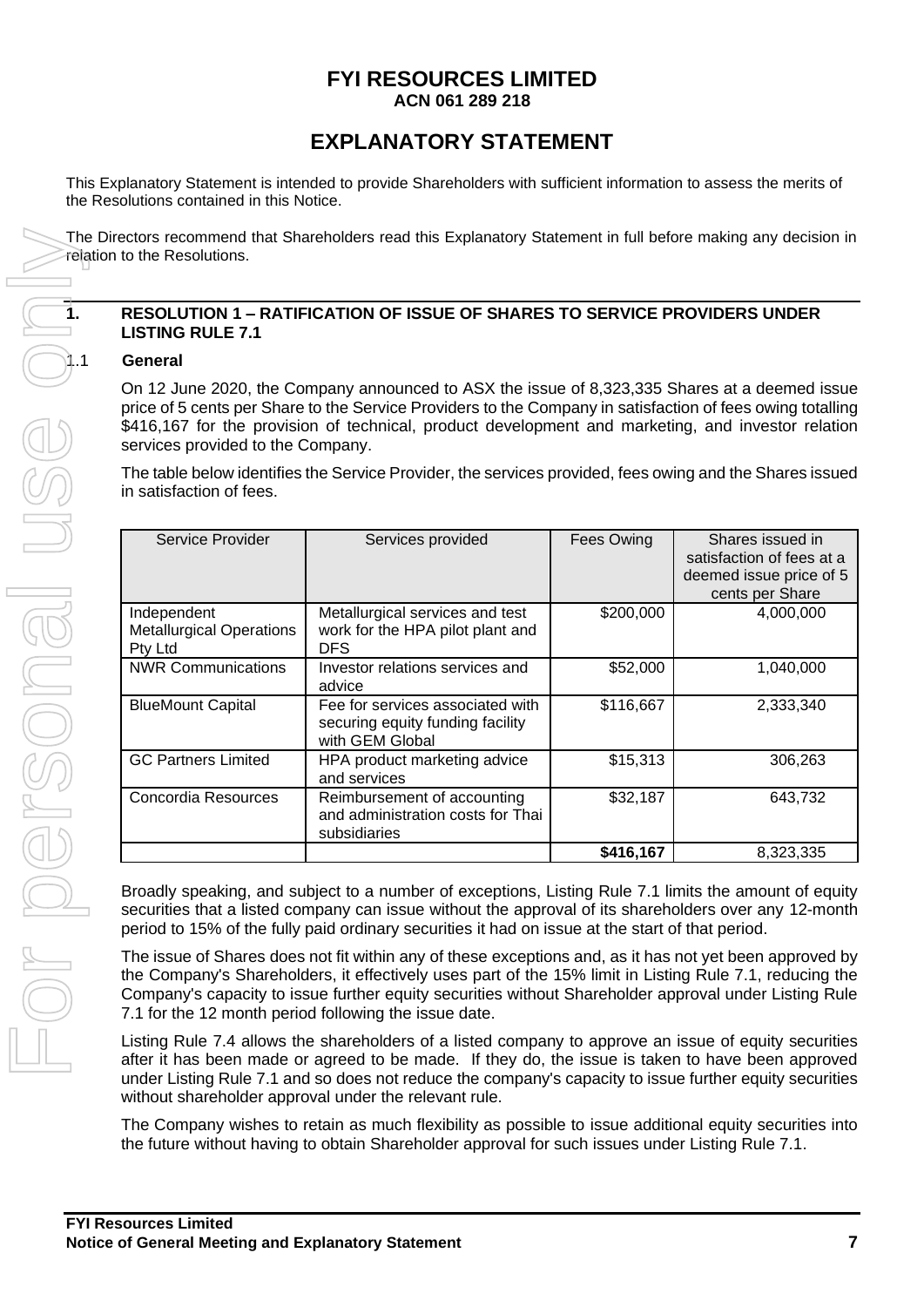# FYI RESOURCES LIMITED

**ACN 061 289 218**

# EXPLANATORY STATEMENT

This Explanatory Statement is intended to provide Shareholders with sufficient information to assess the merits of the Resolutions contained in this Notice.

The Directors recommend that Shareholders read this Explanatory Statement in full before making any decision in relation to the Resolutions.

## 1. RESOLUTION 1 – RATIFICATION OF ISSUE OF SHARES TO SERVICE PROVIDERS UNDER LISTING RULE 7.1

### 1.1 General

On 12 June 2020, the Company announced to ASX the issue of 8,323,335 Shares at a deemed issue price of 5 cents per Share to the Service Providers to the Company in satisfaction of fees owing totalling $416,167 for the provision of technical, product development and marketing, and investor relation services provided to the Company.

The table below identifies the Service Provider, the services provided, fees owing and the Shares issued in satisfaction of fees.

| Service Provider | Services provided | Fees Owing | Shares issued in satisfaction of fees at a deemed issue price of 5 cents per Share |
|---|---|---|---|
| Independent Metallurgical Operations Pty Ltd | Metallurgical services and test work for the HPA pilot plant and DFS | $200,000 | 4,000,000 |
| NWR Communications | Investor relations services and advice | $52,000 | 1,040,000 |
| BlueMount Capital | Fee for services associated with securing equity funding facility with GEM Global | $116,667 | 2,333,340 |
| GC Partners Limited | HPA product marketing advice and services | $15,313 | 306,263 |
| Concordia Resources | Reimbursement of accounting and administration costs for Thai subsidiaries | $32,187 | 643,732 |
| | | **$416,167** | 8,323,335 |

Broadly speaking, and subject to a number of exceptions, Listing Rule 7.1 limits the amount of equity securities that a listed company can issue without the approval of its shareholders over any 12-month period to 15% of the fully paid ordinary securities it had on issue at the start of that period.

The issue of Shares does not fit within any of these exceptions and, as it has not yet been approved by the Company's Shareholders, it effectively uses part of the 15% limit in Listing Rule 7.1, reducing the Company's capacity to issue further equity securities without Shareholder approval under Listing Rule 7.1 for the 12 month period following the issue date.

Listing Rule 7.4 allows the shareholders of a listed company to approve an issue of equity securities after it has been made or agreed to be made. If they do, the issue is taken to have been approved under Listing Rule 7.1 and so does not reduce the company's capacity to issue further equity securities without shareholder approval under the relevant rule.

The Company wishes to retain as much flexibility as possible to issue additional equity securities into the future without having to obtain Shareholder approval for such issues under Listing Rule 7.1.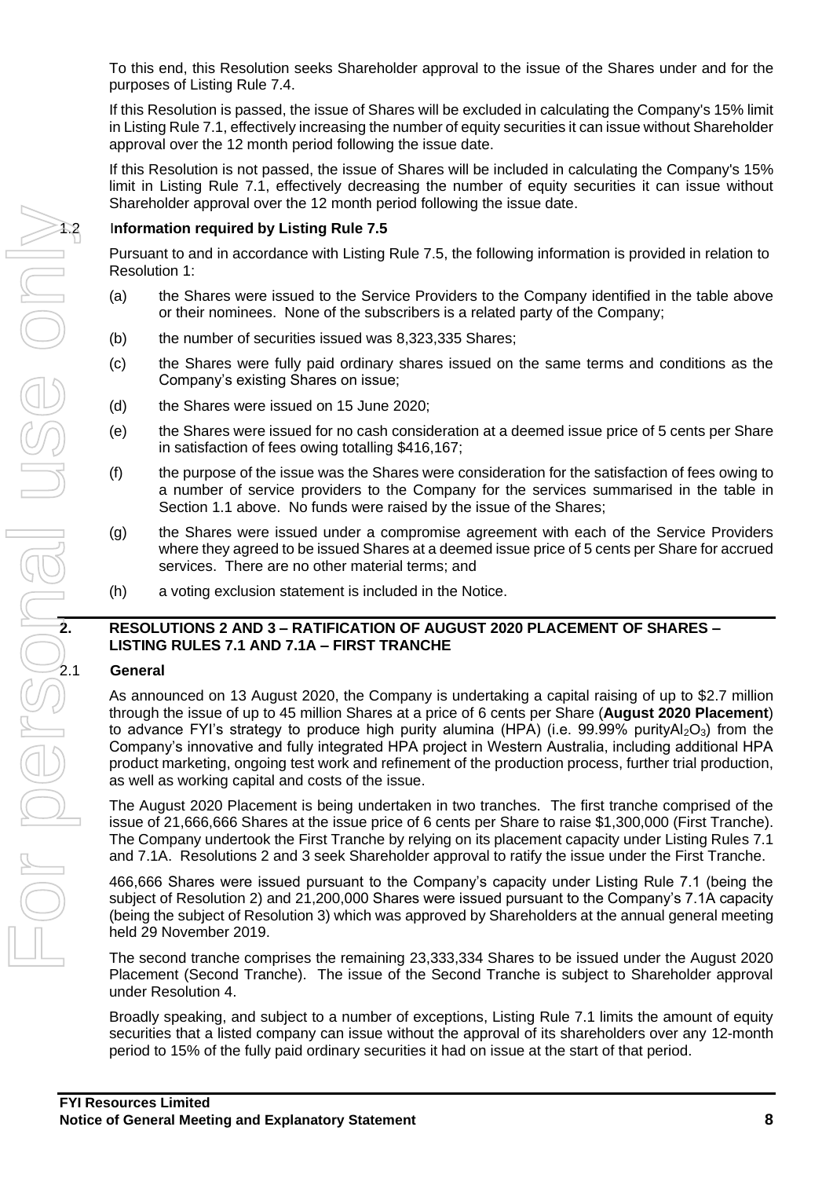To this end, this Resolution seeks Shareholder approval to the issue of the Shares under and for the purposes of Listing Rule 7.4.

If this Resolution is passed, the issue of Shares will be excluded in calculating the Company's 15% limit in Listing Rule 7.1, effectively increasing the number of equity securities it can issue without Shareholder approval over the 12 month period following the issue date.

If this Resolution is not passed, the issue of Shares will be included in calculating the Company's 15% limit in Listing Rule 7.1, effectively decreasing the number of equity securities it can issue without Shareholder approval over the 12 month period following the issue date.

### 1.2 Information required by Listing Rule 7.5

Pursuant to and in accordance with Listing Rule 7.5, the following information is provided in relation to Resolution 1:

(a) the Shares were issued to the Service Providers to the Company identified in the table above or their nominees. None of the subscribers is a related party of the Company;

(b) the number of securities issued was 8,323,335 Shares;

(c) the Shares were fully paid ordinary shares issued on the same terms and conditions as the Company's existing Shares on issue;

(d) the Shares were issued on 15 June 2020;

(e) the Shares were issued for no cash consideration at a deemed issue price of 5 cents per Share in satisfaction of fees owing totalling $416,167;

(f) the purpose of the issue was the Shares were consideration for the satisfaction of fees owing to a number of service providers to the Company for the services summarised in the table in Section 1.1 above. No funds were raised by the issue of the Shares;

(g) the Shares were issued under a compromise agreement with each of the Service Providers where they agreed to be issued Shares at a deemed issue price of 5 cents per Share for accrued services. There are no other material terms; and

(h) a voting exclusion statement is included in the Notice.

## 2. RESOLUTIONS 2 AND 3 – RATIFICATION OF AUGUST 2020 PLACEMENT OF SHARES – LISTING RULES 7.1 AND 7.1A – FIRST TRANCHE

### 2.1 General

As announced on 13 August 2020, the Company is undertaking a capital raising of up to $2.7 million through the issue of up to 45 million Shares at a price of 6 cents per Share (**August 2020 Placement**) to advance FYI's strategy to produce high purity alumina (HPA) (i.e. 99.99% purity$Al_2O_3$) from the Company's innovative and fully integrated HPA project in Western Australia, including additional HPA product marketing, ongoing test work and refinement of the production process, further trial production, as well as working capital and costs of the issue.

The August 2020 Placement is being undertaken in two tranches. The first tranche comprised of the issue of 21,666,666 Shares at the issue price of 6 cents per Share to raise $1,300,000 (First Tranche). The Company undertook the First Tranche by relying on its placement capacity under Listing Rules 7.1 and 7.1A. Resolutions 2 and 3 seek Shareholder approval to ratify the issue under the First Tranche.

466,666 Shares were issued pursuant to the Company's capacity under Listing Rule 7.1 (being the subject of Resolution 2) and 21,200,000 Shares were issued pursuant to the Company's 7.1A capacity (being the subject of Resolution 3) which was approved by Shareholders at the annual general meeting held 29 November 2019.

The second tranche comprises the remaining 23,333,334 Shares to be issued under the August 2020 Placement (Second Tranche). The issue of the Second Tranche is subject to Shareholder approval under Resolution 4.

Broadly speaking, and subject to a number of exceptions, Listing Rule 7.1 limits the amount of equity securities that a listed company can issue without the approval of its shareholders over any 12-month period to 15% of the fully paid ordinary securities it had on issue at the start of that period.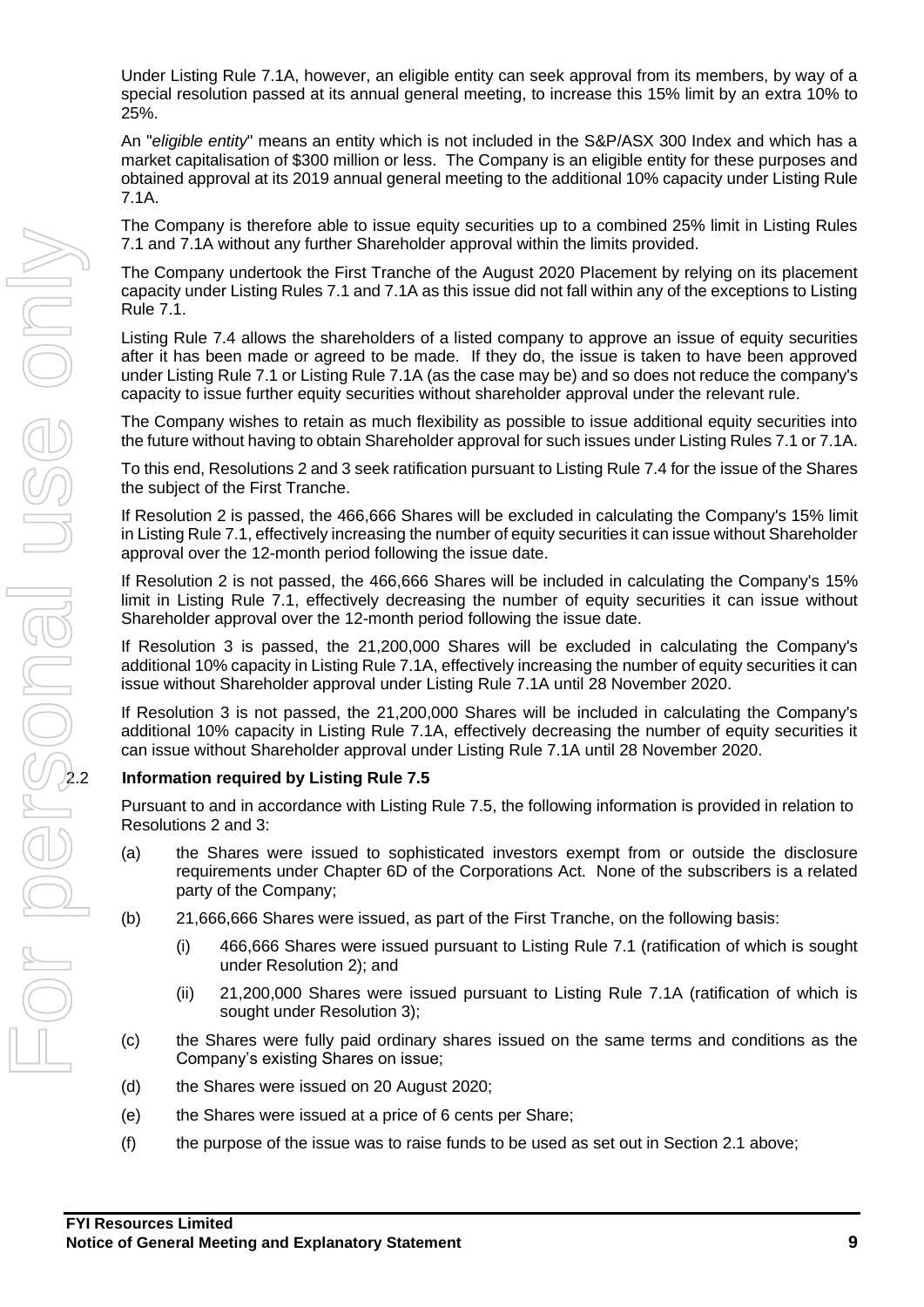Under Listing Rule 7.1A, however, an eligible entity can seek approval from its members, by way of a special resolution passed at its annual general meeting, to increase this 15% limit by an extra 10% to 25%.

An "*eligible entity*" means an entity which is not included in the S&P/ASX 300 Index and which has a market capitalisation of $300 million or less. The Company is an eligible entity for these purposes and obtained approval at its 2019 annual general meeting to the additional 10% capacity under Listing Rule 7.1A.

The Company is therefore able to issue equity securities up to a combined 25% limit in Listing Rules 7.1 and 7.1A without any further Shareholder approval within the limits provided.

The Company undertook the First Tranche of the August 2020 Placement by relying on its placement capacity under Listing Rules 7.1 and 7.1A as this issue did not fall within any of the exceptions to Listing Rule 7.1.

Listing Rule 7.4 allows the shareholders of a listed company to approve an issue of equity securities after it has been made or agreed to be made. If they do, the issue is taken to have been approved under Listing Rule 7.1 or Listing Rule 7.1A (as the case may be) and so does not reduce the company's capacity to issue further equity securities without shareholder approval under the relevant rule.

The Company wishes to retain as much flexibility as possible to issue additional equity securities into the future without having to obtain Shareholder approval for such issues under Listing Rules 7.1 or 7.1A.

To this end, Resolutions 2 and 3 seek ratification pursuant to Listing Rule 7.4 for the issue of the Shares the subject of the First Tranche.

If Resolution 2 is passed, the 466,666 Shares will be excluded in calculating the Company's 15% limit in Listing Rule 7.1, effectively increasing the number of equity securities it can issue without Shareholder approval over the 12-month period following the issue date.

If Resolution 2 is not passed, the 466,666 Shares will be included in calculating the Company's 15% limit in Listing Rule 7.1, effectively decreasing the number of equity securities it can issue without Shareholder approval over the 12-month period following the issue date.

If Resolution 3 is passed, the 21,200,000 Shares will be excluded in calculating the Company's additional 10% capacity in Listing Rule 7.1A, effectively increasing the number of equity securities it can issue without Shareholder approval under Listing Rule 7.1A until 28 November 2020.

If Resolution 3 is not passed, the 21,200,000 Shares will be included in calculating the Company's additional 10% capacity in Listing Rule 7.1A, effectively decreasing the number of equity securities it can issue without Shareholder approval under Listing Rule 7.1A until 28 November 2020.

### 2.2 Information required by Listing Rule 7.5

Pursuant to and in accordance with Listing Rule 7.5, the following information is provided in relation to Resolutions 2 and 3:

(a) the Shares were issued to sophisticated investors exempt from or outside the disclosure requirements under Chapter 6D of the Corporations Act. None of the subscribers is a related party of the Company;

(b) 21,666,666 Shares were issued, as part of the First Tranche, on the following basis:

  (i) 466,666 Shares were issued pursuant to Listing Rule 7.1 (ratification of which is sought under Resolution 2); and

  (ii) 21,200,000 Shares were issued pursuant to Listing Rule 7.1A (ratification of which is sought under Resolution 3);

(c) the Shares were fully paid ordinary shares issued on the same terms and conditions as the Company's existing Shares on issue;

(d) the Shares were issued on 20 August 2020;

(e) the Shares were issued at a price of 6 cents per Share;

(f) the purpose of the issue was to raise funds to be used as set out in Section 2.1 above;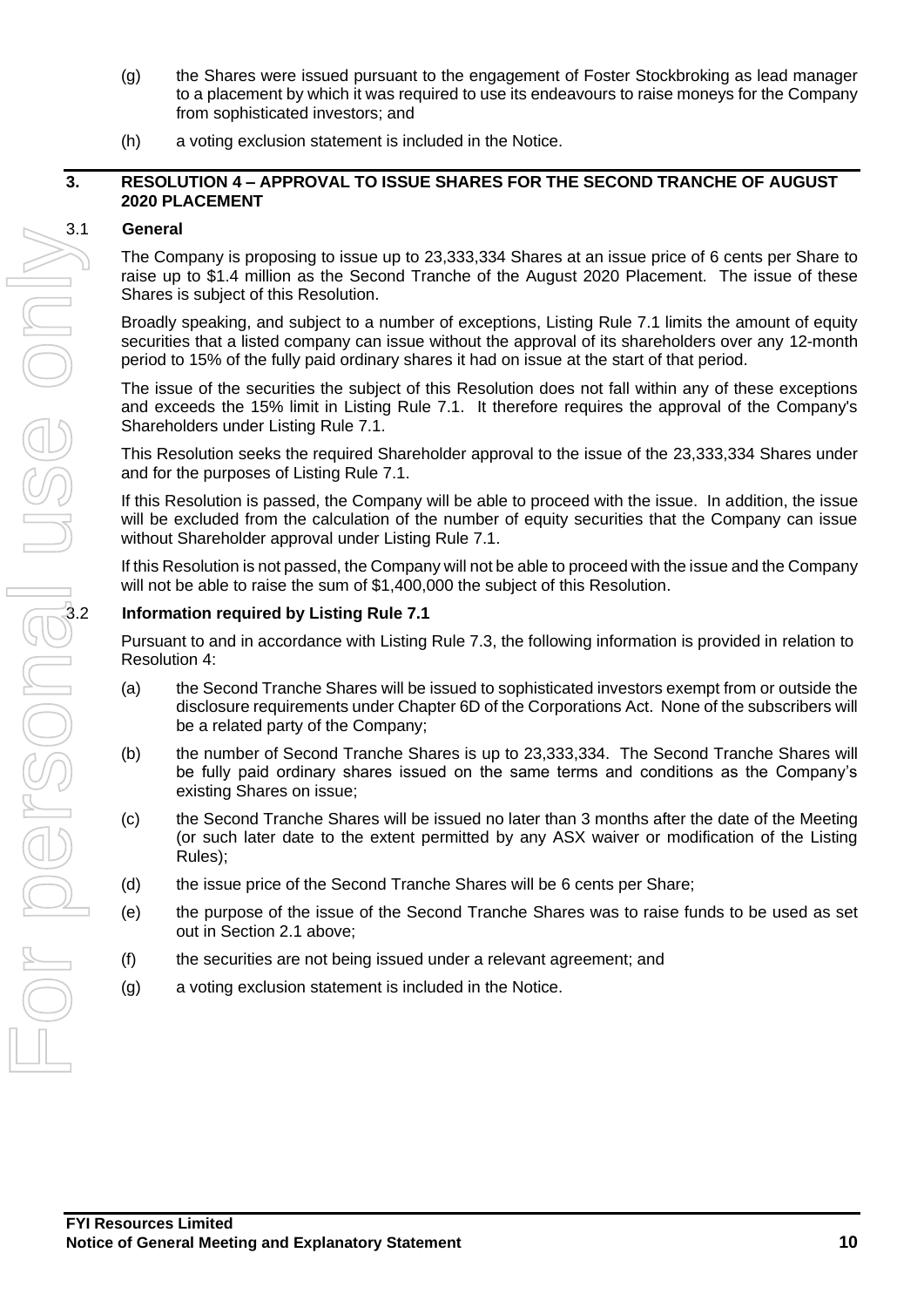(g) the Shares were issued pursuant to the engagement of Foster Stockbroking as lead manager to a placement by which it was required to use its endeavours to raise moneys for the Company from sophisticated investors; and

(h) a voting exclusion statement is included in the Notice.

## 3. RESOLUTION 4 – APPROVAL TO ISSUE SHARES FOR THE SECOND TRANCHE OF AUGUST 2020 PLACEMENT

### 3.1 General

The Company is proposing to issue up to 23,333,334 Shares at an issue price of 6 cents per Share to raise up to $1.4 million as the Second Tranche of the August 2020 Placement. The issue of these Shares is subject of this Resolution.

Broadly speaking, and subject to a number of exceptions, Listing Rule 7.1 limits the amount of equity securities that a listed company can issue without the approval of its shareholders over any 12-month period to 15% of the fully paid ordinary shares it had on issue at the start of that period.

The issue of the securities the subject of this Resolution does not fall within any of these exceptions and exceeds the 15% limit in Listing Rule 7.1. It therefore requires the approval of the Company's Shareholders under Listing Rule 7.1.

This Resolution seeks the required Shareholder approval to the issue of the 23,333,334 Shares under and for the purposes of Listing Rule 7.1.

If this Resolution is passed, the Company will be able to proceed with the issue. In addition, the issue will be excluded from the calculation of the number of equity securities that the Company can issue without Shareholder approval under Listing Rule 7.1.

If this Resolution is not passed, the Company will not be able to proceed with the issue and the Company will not be able to raise the sum of $1,400,000 the subject of this Resolution.

### 3.2 Information required by Listing Rule 7.1

Pursuant to and in accordance with Listing Rule 7.3, the following information is provided in relation to Resolution 4:

(a) the Second Tranche Shares will be issued to sophisticated investors exempt from or outside the disclosure requirements under Chapter 6D of the Corporations Act. None of the subscribers will be a related party of the Company;

(b) the number of Second Tranche Shares is up to 23,333,334. The Second Tranche Shares will be fully paid ordinary shares issued on the same terms and conditions as the Company's existing Shares on issue;

(c) the Second Tranche Shares will be issued no later than 3 months after the date of the Meeting (or such later date to the extent permitted by any ASX waiver or modification of the Listing Rules);

(d) the issue price of the Second Tranche Shares will be 6 cents per Share;

(e) the purpose of the issue of the Second Tranche Shares was to raise funds to be used as set out in Section 2.1 above;

(f) the securities are not being issued under a relevant agreement; and

(g) a voting exclusion statement is included in the Notice.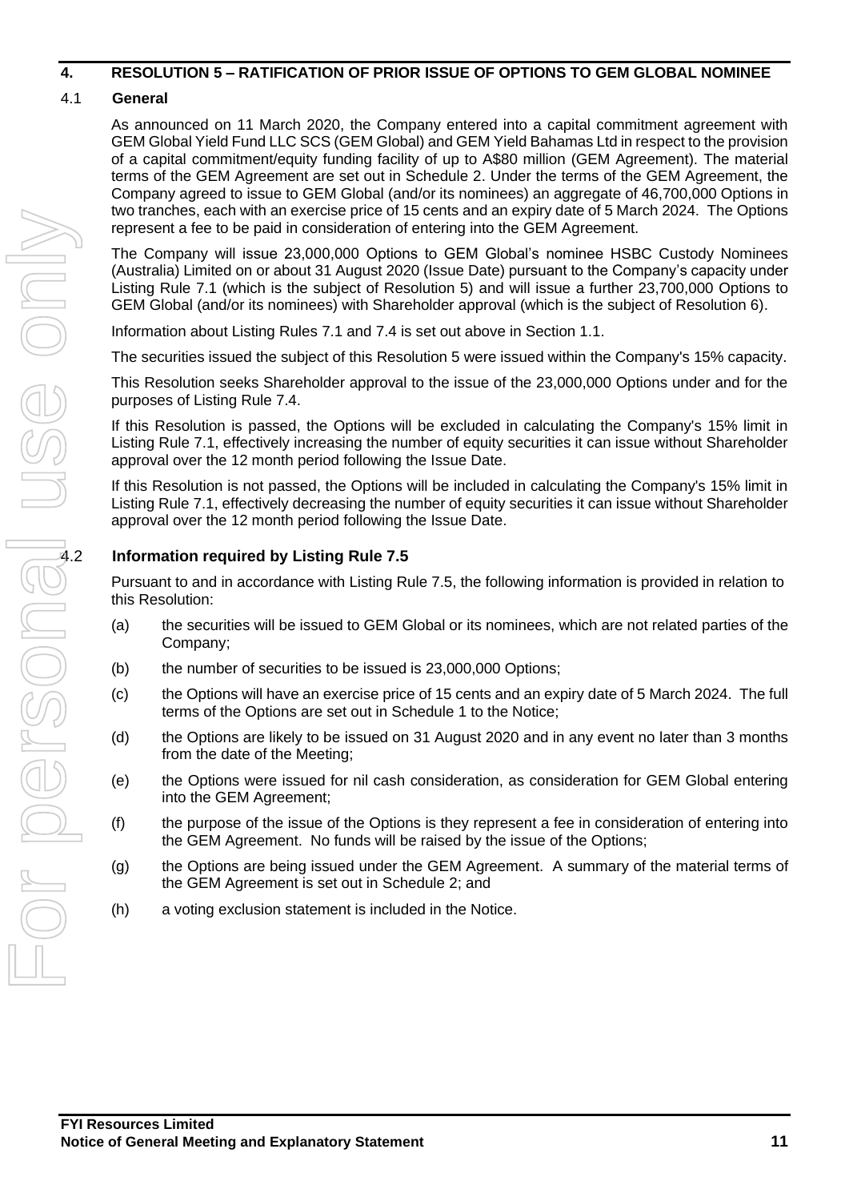## 4. RESOLUTION 5 – RATIFICATION OF PRIOR ISSUE OF OPTIONS TO GEM GLOBAL NOMINEE

### 4.1 General

As announced on 11 March 2020, the Company entered into a capital commitment agreement with GEM Global Yield Fund LLC SCS (GEM Global) and GEM Yield Bahamas Ltd in respect to the provision of a capital commitment/equity funding facility of up to A$80 million (GEM Agreement). The material terms of the GEM Agreement are set out in Schedule 2. Under the terms of the GEM Agreement, the Company agreed to issue to GEM Global (and/or its nominees) an aggregate of 46,700,000 Options in two tranches, each with an exercise price of 15 cents and an expiry date of 5 March 2024. The Options represent a fee to be paid in consideration of entering into the GEM Agreement.

The Company will issue 23,000,000 Options to GEM Global's nominee HSBC Custody Nominees (Australia) Limited on or about 31 August 2020 (Issue Date) pursuant to the Company's capacity under Listing Rule 7.1 (which is the subject of Resolution 5) and will issue a further 23,700,000 Options to GEM Global (and/or its nominees) with Shareholder approval (which is the subject of Resolution 6).

Information about Listing Rules 7.1 and 7.4 is set out above in Section 1.1.

The securities issued the subject of this Resolution 5 were issued within the Company's 15% capacity.

This Resolution seeks Shareholder approval to the issue of the 23,000,000 Options under and for the purposes of Listing Rule 7.4.

If this Resolution is passed, the Options will be excluded in calculating the Company's 15% limit in Listing Rule 7.1, effectively increasing the number of equity securities it can issue without Shareholder approval over the 12 month period following the Issue Date.

If this Resolution is not passed, the Options will be included in calculating the Company's 15% limit in Listing Rule 7.1, effectively decreasing the number of equity securities it can issue without Shareholder approval over the 12 month period following the Issue Date.

### 4.2 Information required by Listing Rule 7.5

Pursuant to and in accordance with Listing Rule 7.5, the following information is provided in relation to this Resolution:

(a) the securities will be issued to GEM Global or its nominees, which are not related parties of the Company;

(b) the number of securities to be issued is 23,000,000 Options;

(c) the Options will have an exercise price of 15 cents and an expiry date of 5 March 2024. The full terms of the Options are set out in Schedule 1 to the Notice;

(d) the Options are likely to be issued on 31 August 2020 and in any event no later than 3 months from the date of the Meeting;

(e) the Options were issued for nil cash consideration, as consideration for GEM Global entering into the GEM Agreement;

(f) the purpose of the issue of the Options is they represent a fee in consideration of entering into the GEM Agreement. No funds will be raised by the issue of the Options;

(g) the Options are being issued under the GEM Agreement. A summary of the material terms of the GEM Agreement is set out in Schedule 2; and

(h) a voting exclusion statement is included in the Notice.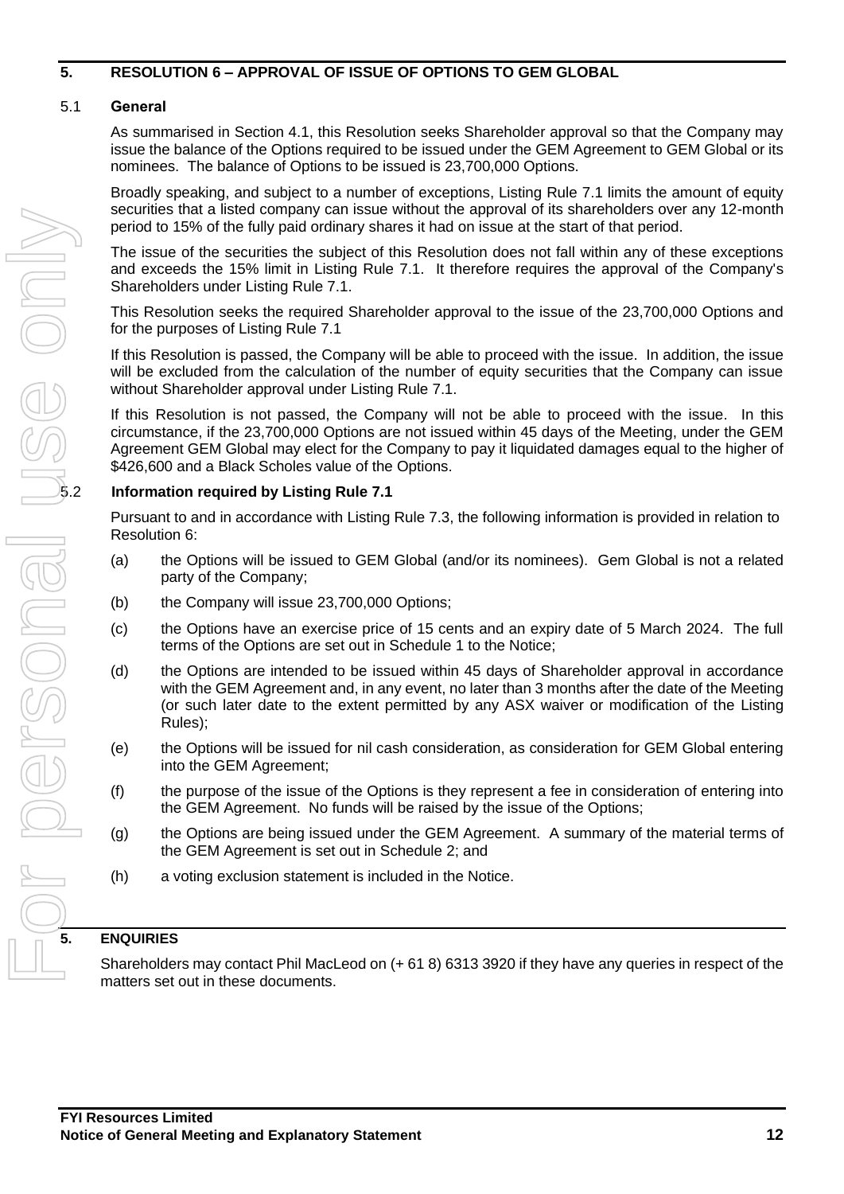## 5. RESOLUTION 6 – APPROVAL OF ISSUE OF OPTIONS TO GEM GLOBAL

### 5.1 General

As summarised in Section 4.1, this Resolution seeks Shareholder approval so that the Company may issue the balance of the Options required to be issued under the GEM Agreement to GEM Global or its nominees. The balance of Options to be issued is 23,700,000 Options.

Broadly speaking, and subject to a number of exceptions, Listing Rule 7.1 limits the amount of equity securities that a listed company can issue without the approval of its shareholders over any 12-month period to 15% of the fully paid ordinary shares it had on issue at the start of that period.

The issue of the securities the subject of this Resolution does not fall within any of these exceptions and exceeds the 15% limit in Listing Rule 7.1. It therefore requires the approval of the Company's Shareholders under Listing Rule 7.1.

This Resolution seeks the required Shareholder approval to the issue of the 23,700,000 Options and for the purposes of Listing Rule 7.1

If this Resolution is passed, the Company will be able to proceed with the issue. In addition, the issue will be excluded from the calculation of the number of equity securities that the Company can issue without Shareholder approval under Listing Rule 7.1.

If this Resolution is not passed, the Company will not be able to proceed with the issue. In this circumstance, if the 23,700,000 Options are not issued within 45 days of the Meeting, under the GEM Agreement GEM Global may elect for the Company to pay it liquidated damages equal to the higher of $426,600 and a Black Scholes value of the Options.

### 5.2 Information required by Listing Rule 7.1

Pursuant to and in accordance with Listing Rule 7.3, the following information is provided in relation to Resolution 6:

(a) the Options will be issued to GEM Global (and/or its nominees). Gem Global is not a related party of the Company;

(b) the Company will issue 23,700,000 Options;

(c) the Options have an exercise price of 15 cents and an expiry date of 5 March 2024. The full terms of the Options are set out in Schedule 1 to the Notice;

(d) the Options are intended to be issued within 45 days of Shareholder approval in accordance with the GEM Agreement and, in any event, no later than 3 months after the date of the Meeting (or such later date to the extent permitted by any ASX waiver or modification of the Listing Rules);

(e) the Options will be issued for nil cash consideration, as consideration for GEM Global entering into the GEM Agreement;

(f) the purpose of the issue of the Options is they represent a fee in consideration of entering into the GEM Agreement. No funds will be raised by the issue of the Options;

(g) the Options are being issued under the GEM Agreement. A summary of the material terms of the GEM Agreement is set out in Schedule 2; and

(h) a voting exclusion statement is included in the Notice.

## 5. ENQUIRIES

Shareholders may contact Phil MacLeod on (+ 61 8) 6313 3920 if they have any queries in respect of the matters set out in these documents.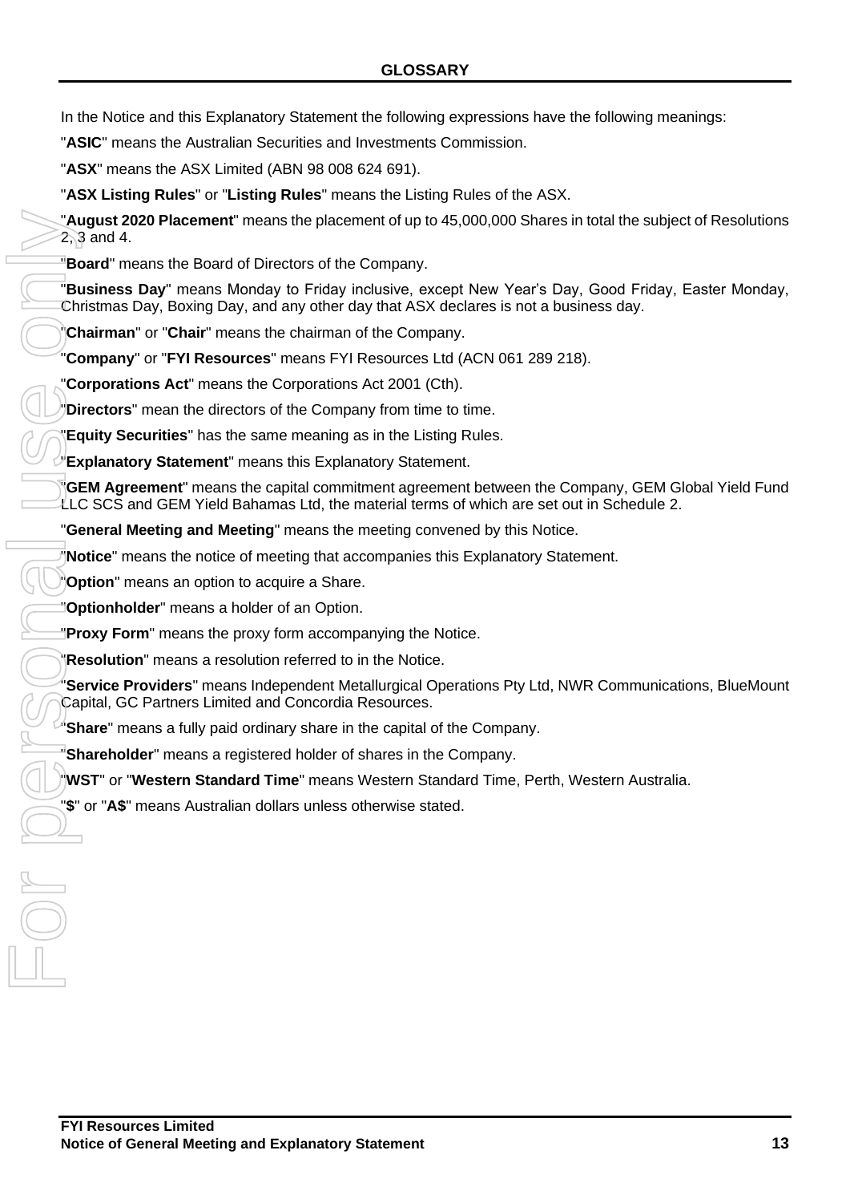## GLOSSARY

In the Notice and this Explanatory Statement the following expressions have the following meanings:

"**ASIC**" means the Australian Securities and Investments Commission.

"**ASX**" means the ASX Limited (ABN 98 008 624 691).

"**ASX Listing Rules**" or "**Listing Rules**" means the Listing Rules of the ASX.

"**August 2020 Placement**" means the placement of up to 45,000,000 Shares in total the subject of Resolutions 2, 3 and 4.

"**Board**" means the Board of Directors of the Company.

"**Business Day**" means Monday to Friday inclusive, except New Year's Day, Good Friday, Easter Monday, Christmas Day, Boxing Day, and any other day that ASX declares is not a business day.

"**Chairman**" or "**Chair**" means the chairman of the Company.

"**Company**" or "**FYI Resources**" means FYI Resources Ltd (ACN 061 289 218).

"**Corporations Act**" means the Corporations Act 2001 (Cth).

"**Directors**" mean the directors of the Company from time to time.

"**Equity Securities**" has the same meaning as in the Listing Rules.

"**Explanatory Statement**" means this Explanatory Statement.

"**GEM Agreement**" means the capital commitment agreement between the Company, GEM Global Yield Fund LLC SCS and GEM Yield Bahamas Ltd, the material terms of which are set out in Schedule 2.

"**General Meeting and Meeting**" means the meeting convened by this Notice.

"**Notice**" means the notice of meeting that accompanies this Explanatory Statement.

"**Option**" means an option to acquire a Share.

"**Optionholder**" means a holder of an Option.

"**Proxy Form**" means the proxy form accompanying the Notice.

"**Resolution**" means a resolution referred to in the Notice.

"**Service Providers**" means Independent Metallurgical Operations Pty Ltd, NWR Communications, BlueMount Capital, GC Partners Limited and Concordia Resources.

"**Share**" means a fully paid ordinary share in the capital of the Company.

"**Shareholder**" means a registered holder of shares in the Company.

"**WST**" or "**Western Standard Time**" means Western Standard Time, Perth, Western Australia.

"**$**" or "**A$**" means Australian dollars unless otherwise stated.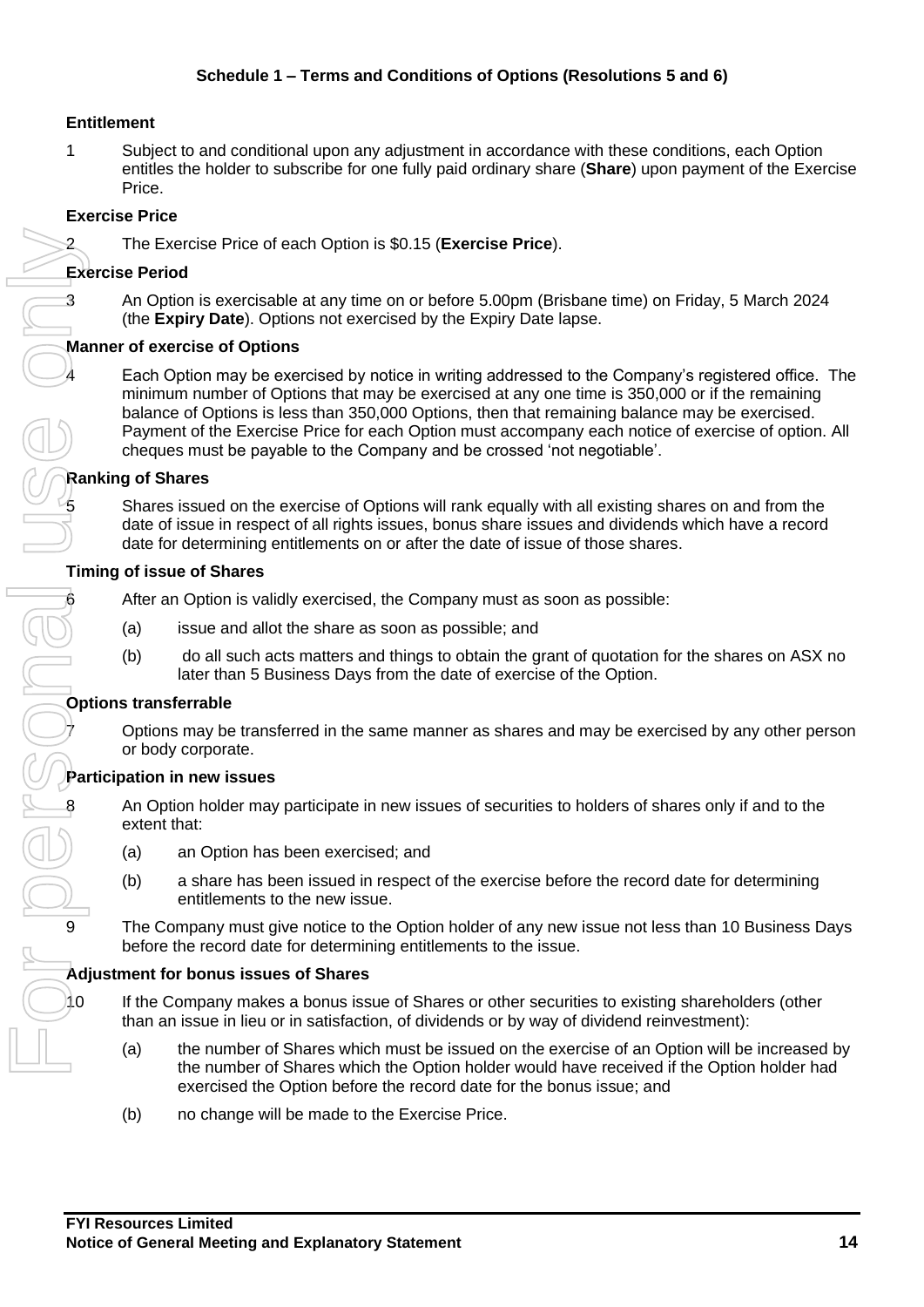## Schedule 1 – Terms and Conditions of Options (Resolutions 5 and 6)

**Entitlement**

1 Subject to and conditional upon any adjustment in accordance with these conditions, each Option entitles the holder to subscribe for one fully paid ordinary share (**Share**) upon payment of the Exercise Price.

**Exercise Price**

2 The Exercise Price of each Option is $0.15 (**Exercise Price**).

**Exercise Period**

3 An Option is exercisable at any time on or before 5.00pm (Brisbane time) on Friday, 5 March 2024 (the **Expiry Date**). Options not exercised by the Expiry Date lapse.

**Manner of exercise of Options**

4 Each Option may be exercised by notice in writing addressed to the Company's registered office. The minimum number of Options that may be exercised at any one time is 350,000 or if the remaining balance of Options is less than 350,000 Options, then that remaining balance may be exercised. Payment of the Exercise Price for each Option must accompany each notice of exercise of option. All cheques must be payable to the Company and be crossed 'not negotiable'.

**Ranking of Shares**

5 Shares issued on the exercise of Options will rank equally with all existing shares on and from the date of issue in respect of all rights issues, bonus share issues and dividends which have a record date for determining entitlements on or after the date of issue of those shares.

**Timing of issue of Shares**

6 After an Option is validly exercised, the Company must as soon as possible:

(a) issue and allot the share as soon as possible; and

(b) do all such acts matters and things to obtain the grant of quotation for the shares on ASX no later than 5 Business Days from the date of exercise of the Option.

**Options transferrable**

7 Options may be transferred in the same manner as shares and may be exercised by any other person or body corporate.

**Participation in new issues**

8 An Option holder may participate in new issues of securities to holders of shares only if and to the extent that:

(a) an Option has been exercised; and

(b) a share has been issued in respect of the exercise before the record date for determining entitlements to the new issue.

9 The Company must give notice to the Option holder of any new issue not less than 10 Business Days before the record date for determining entitlements to the issue.

**Adjustment for bonus issues of Shares**

10 If the Company makes a bonus issue of Shares or other securities to existing shareholders (other than an issue in lieu or in satisfaction, of dividends or by way of dividend reinvestment):

(a) the number of Shares which must be issued on the exercise of an Option will be increased by the number of Shares which the Option holder would have received if the Option holder had exercised the Option before the record date for the bonus issue; and

(b) no change will be made to the Exercise Price.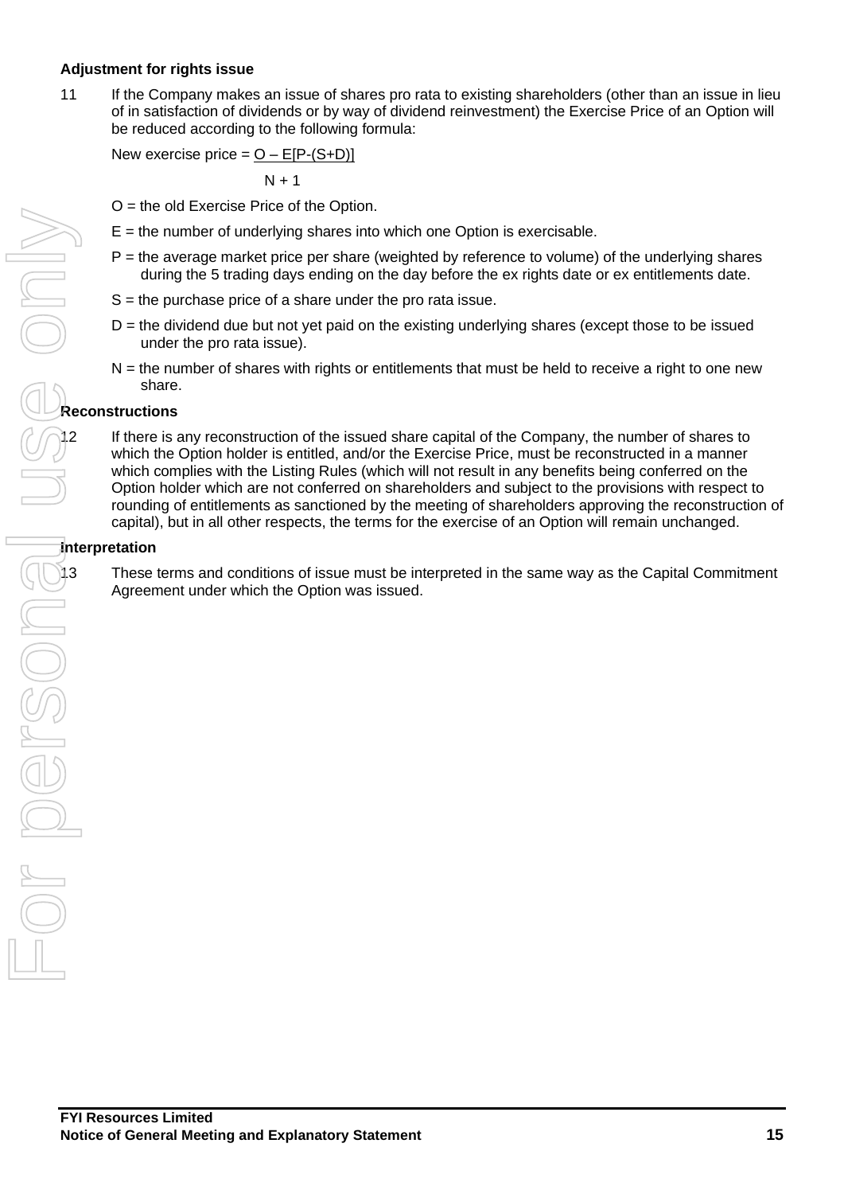**Adjustment for rights issue**

11 If the Company makes an issue of shares pro rata to existing shareholders (other than an issue in lieu of in satisfaction of dividends or by way of dividend reinvestment) the Exercise Price of an Option will be reduced according to the following formula:

$$\text{New exercise price} = \frac{O - E[P-(S+D)]}{N + 1}$$

O = the old Exercise Price of the Option.

E = the number of underlying shares into which one Option is exercisable.

P = the average market price per share (weighted by reference to volume) of the underlying shares during the 5 trading days ending on the day before the ex rights date or ex entitlements date.

S = the purchase price of a share under the pro rata issue.

D = the dividend due but not yet paid on the existing underlying shares (except those to be issued under the pro rata issue).

N = the number of shares with rights or entitlements that must be held to receive a right to one new share.

**Reconstructions**

12 If there is any reconstruction of the issued share capital of the Company, the number of shares to which the Option holder is entitled, and/or the Exercise Price, must be reconstructed in a manner which complies with the Listing Rules (which will not result in any benefits being conferred on the Option holder which are not conferred on shareholders and subject to the provisions with respect to rounding of entitlements as sanctioned by the meeting of shareholders approving the reconstruction of capital), but in all other respects, the terms for the exercise of an Option will remain unchanged.

**Interpretation**

13 These terms and conditions of issue must be interpreted in the same way as the Capital Commitment Agreement under which the Option was issued.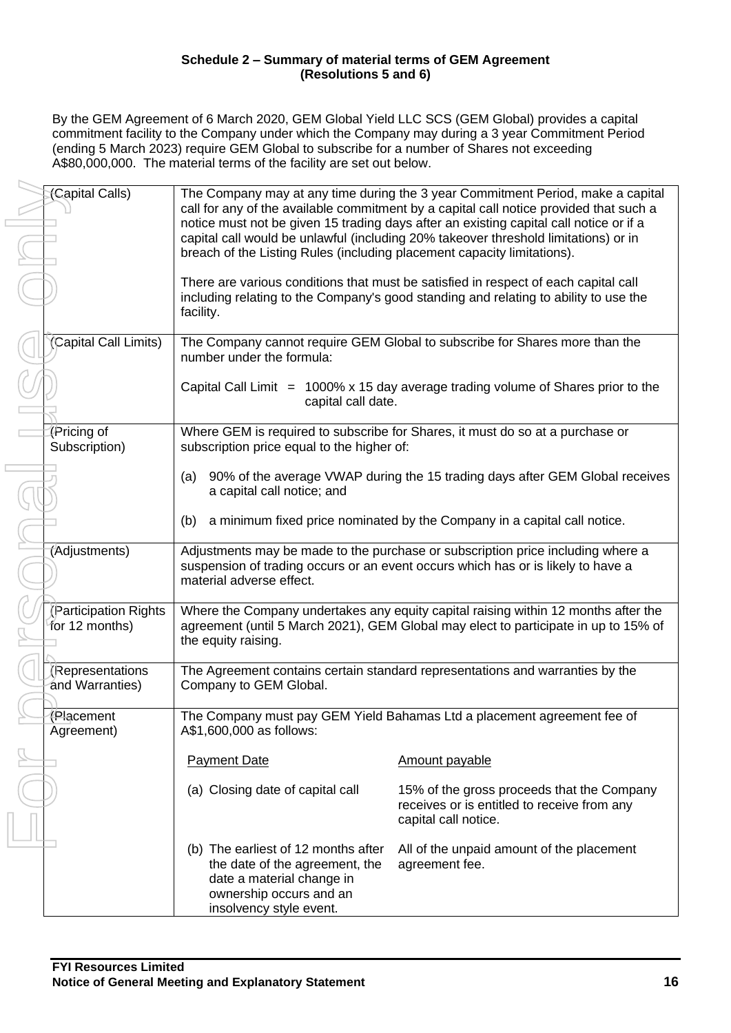**Schedule 2 – Summary of material terms of GEM Agreement (Resolutions 5 and 6)**

By the GEM Agreement of 6 March 2020, GEM Global Yield LLC SCS (GEM Global) provides a capital commitment facility to the Company under which the Company may during a 3 year Commitment Period (ending 5 March 2023) require GEM Global to subscribe for a number of Shares not exceeding A$80,000,000. The material terms of the facility are set out below.

| | |
|---|---|
| (Capital Calls) | The Company may at any time during the 3 year Commitment Period, make a capital call for any of the available commitment by a capital call notice provided that such a notice must not be given 15 trading days after an existing capital call notice or if a capital call would be unlawful (including 20% takeover threshold limitations) or in breach of the Listing Rules (including placement capacity limitations).<br><br>There are various conditions that must be satisfied in respect of each capital call including relating to the Company's good standing and relating to ability to use the facility. |
| (Capital Call Limits) | The Company cannot require GEM Global to subscribe for Shares more than the number under the formula:<br><br>Capital Call Limit = 1000% x 15 day average trading volume of Shares prior to the capital call date. |
| (Pricing of Subscription) | Where GEM is required to subscribe for Shares, it must do so at a purchase or subscription price equal to the higher of:<br><br>(a) 90% of the average VWAP during the 15 trading days after GEM Global receives a capital call notice; and<br><br>(b) a minimum fixed price nominated by the Company in a capital call notice. |
| (Adjustments) | Adjustments may be made to the purchase or subscription price including where a suspension of trading occurs or an event occurs which has or is likely to have a material adverse effect. |
| (Participation Rights for 12 months) | Where the Company undertakes any equity capital raising within 12 months after the agreement (until 5 March 2021), GEM Global may elect to participate in up to 15% of the equity raising. |
| (Representations and Warranties) | The Agreement contains certain standard representations and warranties by the Company to GEM Global. |
| (Placement Agreement) | The Company must pay GEM Yield Bahamas Ltd a placement agreement fee of A$1,600,000 as follows:<br><br>**Payment Date** — **Amount payable**<br><br>(a) Closing date of capital call — 15% of the gross proceeds that the Company receives or is entitled to receive from any capital call notice.<br><br>(b) The earliest of 12 months after the date of the agreement, the date a material change in ownership occurs and an insolvency style event. — All of the unpaid amount of the placement agreement fee. |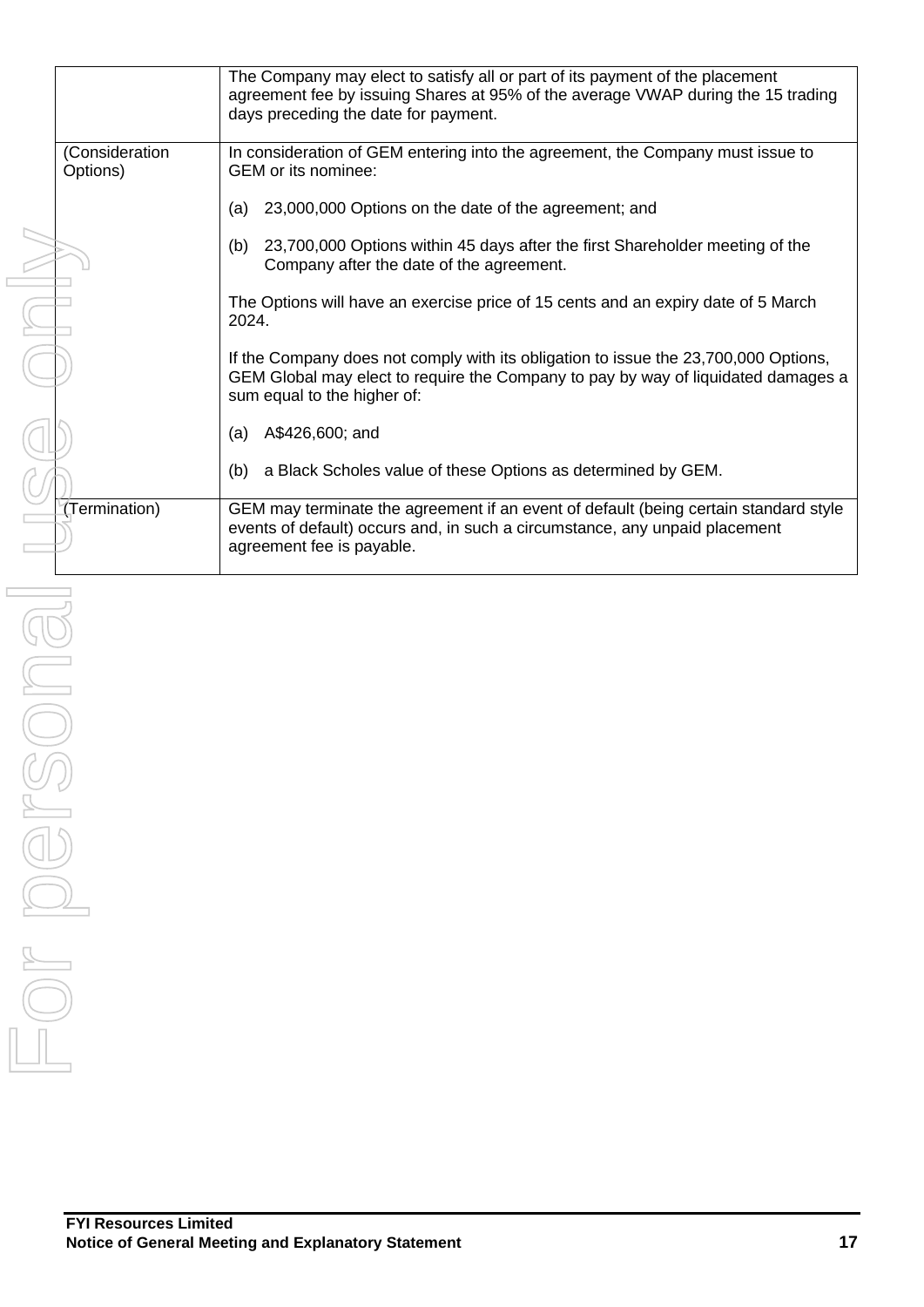| | |
|---|---|
| | The Company may elect to satisfy all or part of its payment of the placement agreement fee by issuing Shares at 95% of the average VWAP during the 15 trading days preceding the date for payment. |
| (Consideration Options) | In consideration of GEM entering into the agreement, the Company must issue to GEM or its nominee:<br><br>(a) 23,000,000 Options on the date of the agreement; and<br><br>(b) 23,700,000 Options within 45 days after the first Shareholder meeting of the Company after the date of the agreement.<br><br>The Options will have an exercise price of 15 cents and an expiry date of 5 March 2024.<br><br>If the Company does not comply with its obligation to issue the 23,700,000 Options, GEM Global may elect to require the Company to pay by way of liquidated damages a sum equal to the higher of:<br><br>(a) A$426,600; and<br><br>(b) a Black Scholes value of these Options as determined by GEM. |
| (Termination) | GEM may terminate the agreement if an event of default (being certain standard style events of default) occurs and, in such a circumstance, any unpaid placement agreement fee is payable. |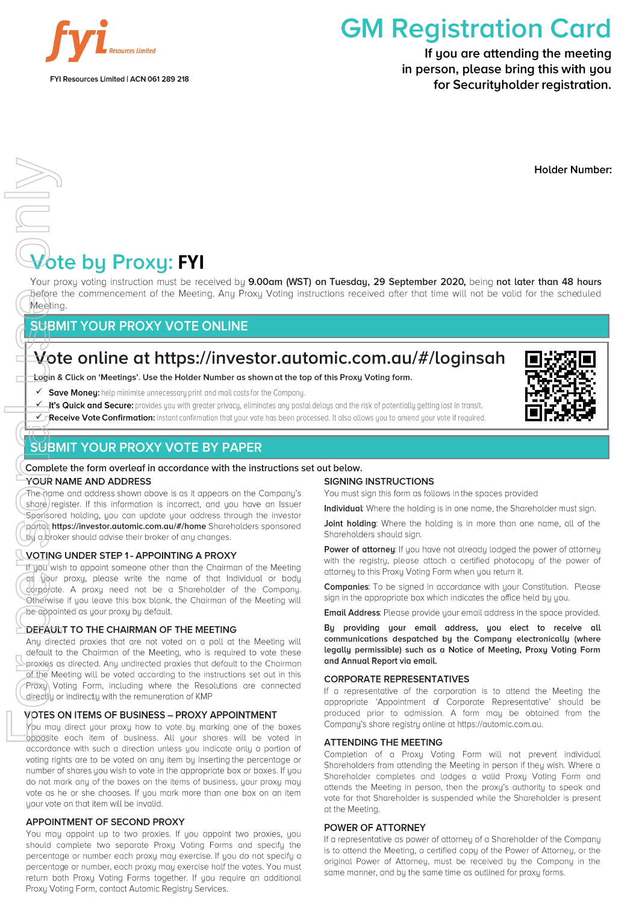**fyi** Resources Limited

FYI Resources Limited | ACN 061 289 218

# GM Registration Card

**If you are attending the meeting in person, please bring this with you for Securityholder registration.**

**Holder Number:**

## Vote by Proxy: FYI

Your proxy voting instruction must be received by **9.00am (WST) on Tuesday, 29 September 2020,** being **not later than 48 hours** before the commencement of the Meeting. Any Proxy Voting instructions received after that time will not be valid for the scheduled Meeting.

## SUBMIT YOUR PROXY VOTE ONLINE

### Vote online at https://investor.automic.com.au/#/loginsah

**Login & Click on 'Meetings'. Use the Holder Number as shown at the top of this Proxy Voting form.**

- ✓ **Save Money:** help minimise unnecessary print and mail costs for the Company.
- ✓ **It's Quick and Secure:** provides you with greater privacy, eliminates any postal delays and the risk of potentially getting lost in transit.
- ✓ **Receive Vote Confirmation:** instant confirmation that your vote has been processed. It also allows you to amend your vote if required.

## SUBMIT YOUR PROXY VOTE BY PAPER

Complete the form overleaf in accordance with the instructions set out below.

### YOUR NAME AND ADDRESS

The name and address shown above is as it appears on the Company's share register. If this information is incorrect, and you have an Issuer Sponsored holding, you can update your address through the investor portal: **https://investor.automic.com.au/#/home** Shareholders sponsored by a broker should advise their broker of any changes.

### VOTING UNDER STEP 1 - APPOINTING A PROXY

If you wish to appoint someone other than the Chairman of the Meeting as your proxy, please write the name of that Individual or body corporate. A proxy need not be a Shareholder of the Company. Otherwise if you leave this box blank, the Chairman of the Meeting will be appointed as your proxy by default.

### DEFAULT TO THE CHAIRMAN OF THE MEETING

Any directed proxies that are not voted on a poll at the Meeting will default to the Chairman of the Meeting, who is required to vote these proxies as directed. Any undirected proxies that default to the Chairman of the Meeting will be voted according to the instructions set out in this Proxy Voting Form, including where the Resolutions are connected directly or indirectly with the remuneration of KMP

### VOTES ON ITEMS OF BUSINESS – PROXY APPOINTMENT

You may direct your proxy how to vote by marking one of the boxes opposite each item of business. All your shares will be voted in accordance with such a direction unless you indicate only a portion of voting rights are to be voted on any item by inserting the percentage or number of shares you wish to vote in the appropriate box or boxes. If you do not mark any of the boxes on the items of business, your proxy may vote as he or she chooses. If you mark more than one box on an item your vote on that item will be invalid.

### APPOINTMENT OF SECOND PROXY

You may appoint up to two proxies. If you appoint two proxies, you should complete two separate Proxy Voting Forms and specify the percentage or number each proxy may exercise. If you do not specify a percentage or number, each proxy may exercise half the votes. You must return both Proxy Voting Forms together. If you require an additional Proxy Voting Form, contact Automic Registry Services.

### SIGNING INSTRUCTIONS

You must sign this form as follows in the spaces provided

**Individual**: Where the holding is in one name, the Shareholder must sign.

**Joint holding**: Where the holding is in more than one name, all of the Shareholders should sign.

**Power of attorney**: If you have not already lodged the power of attorney with the registry, please attach a certified photocopy of the power of attorney to this Proxy Voting Form when you return it.

**Companies**: To be signed in accordance with your Constitution. Please sign in the appropriate box which indicates the office held by you.

**Email Address**: Please provide your email address in the space provided.

**By providing your email address, you elect to receive all communications despatched by the Company electronically (where legally permissible) such as a Notice of Meeting, Proxy Voting Form and Annual Report via email.**

### CORPORATE REPRESENTATIVES

If a representative of the corporation is to attend the Meeting the appropriate 'Appointment of Corporate Representative' should be produced prior to admission. A form may be obtained from the Company's share registry online at https://automic.com.au.

### ATTENDING THE MEETING

Completion of a Proxy Voting Form will not prevent individual Shareholders from attending the Meeting in person if they wish. Where a Shareholder completes and lodges a valid Proxy Voting Form and attends the Meeting in person, then the proxy's authority to speak and vote for that Shareholder is suspended while the Shareholder is present at the Meeting.

### POWER OF ATTORNEY

If a representative as power of attorney of a Shareholder of the Company is to attend the Meeting, a certified copy of the Power of Attorney, or the original Power of Attorney, must be received by the Company in the same manner, and by the same time as outlined for proxy forms.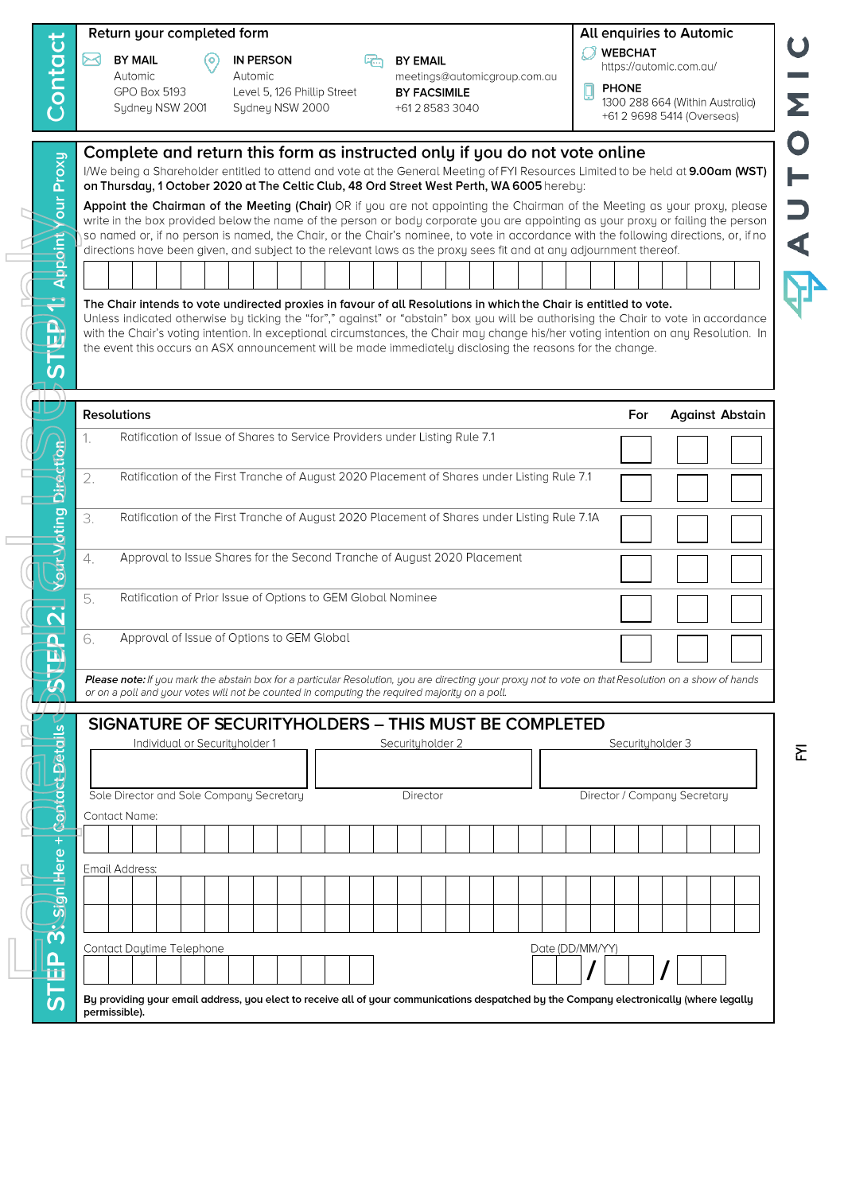## Contact

**Return your completed form**

**BY MAIL**
Automic
GPO Box 5193
Sydney NSW 2001

**IN PERSON**
Automic
Level 5, 126 Phillip Street
Sydney NSW 2000

**BY EMAIL**
meetings@automicgroup.com.au

**BY FACSIMILE**
+61 2 8583 3040

**All enquiries to Automic**

**WEBCHAT**
https://automic.com.au/

**PHONE**
1300 288 664 (Within Australia)
+61 2 9698 5414 (Overseas)

AUTOMIC

## STEP 1: Appoint Your Proxy

### Complete and return this form as instructed only if you do not vote online

I/We being a Shareholder entitled to attend and vote at the General Meeting of FYI Resources Limited to be held at **9.00am (WST) on Thursday, 1 October 2020 at The Celtic Club, 48 Ord Street West Perth, WA 6005** hereby:

**Appoint the Chairman of the Meeting (Chair)** OR if you are not appointing the Chairman of the Meeting as your proxy, please write in the box provided below the name of the person or body corporate you are appointing as your proxy or failing the person so named or, if no person is named, the Chair, or the Chair's nominee, to vote in accordance with the following directions, or, if no directions have been given, and subject to the relevant laws as the proxy sees fit and at any adjournment thereof.

**The Chair intends to vote undirected proxies in favour of all Resolutions in which the Chair is entitled to vote.**
Unless indicated otherwise by ticking the "for"," against" or "abstain" box you will be authorising the Chair to vote in accordance with the Chair's voting intention. In exceptional circumstances, the Chair may change his/her voting intention on any Resolution. In the event this occurs an ASX announcement will be made immediately disclosing the reasons for the change.

## STEP 2: Your Voting Direction

| Resolutions | For | Against | Abstain |
|---|---|---|---|
| 1. Ratification of Issue of Shares to Service Providers under Listing Rule 7.1 | | | |
| 2. Ratification of the First Tranche of August 2020 Placement of Shares under Listing Rule 7.1 | | | |
| 3. Ratification of the First Tranche of August 2020 Placement of Shares under Listing Rule 7.1A | | | |
| 4. Approval to Issue Shares for the Second Tranche of August 2020 Placement | | | |
| 5. Ratification of Prior Issue of Options to GEM Global Nominee | | | |
| 6. Approval of Issue of Options to GEM Global | | | |

***Please note:*** *If you mark the abstain box for a particular Resolution, you are directing your proxy not to vote on that Resolution on a show of hands or on a poll and your votes will not be counted in computing the required majority on a poll.*

## STEP 3: Sign Here + Contact Details

### SIGNATURE OF SECURITYHOLDERS – THIS MUST BE COMPLETED

| Individual or Securityholder 1 | Securityholder 2 | Securityholder 3 |
|---|---|---|
| | | |
| Sole Director and Sole Company Secretary | Director | Director / Company Secretary |

Contact Name:

Email Address:

Contact Daytime Telephone

Date (DD/MM/YY) / /

**By providing your email address, you elect to receive all of your communications despatched by the Company electronically (where legally permissible).**

FYI